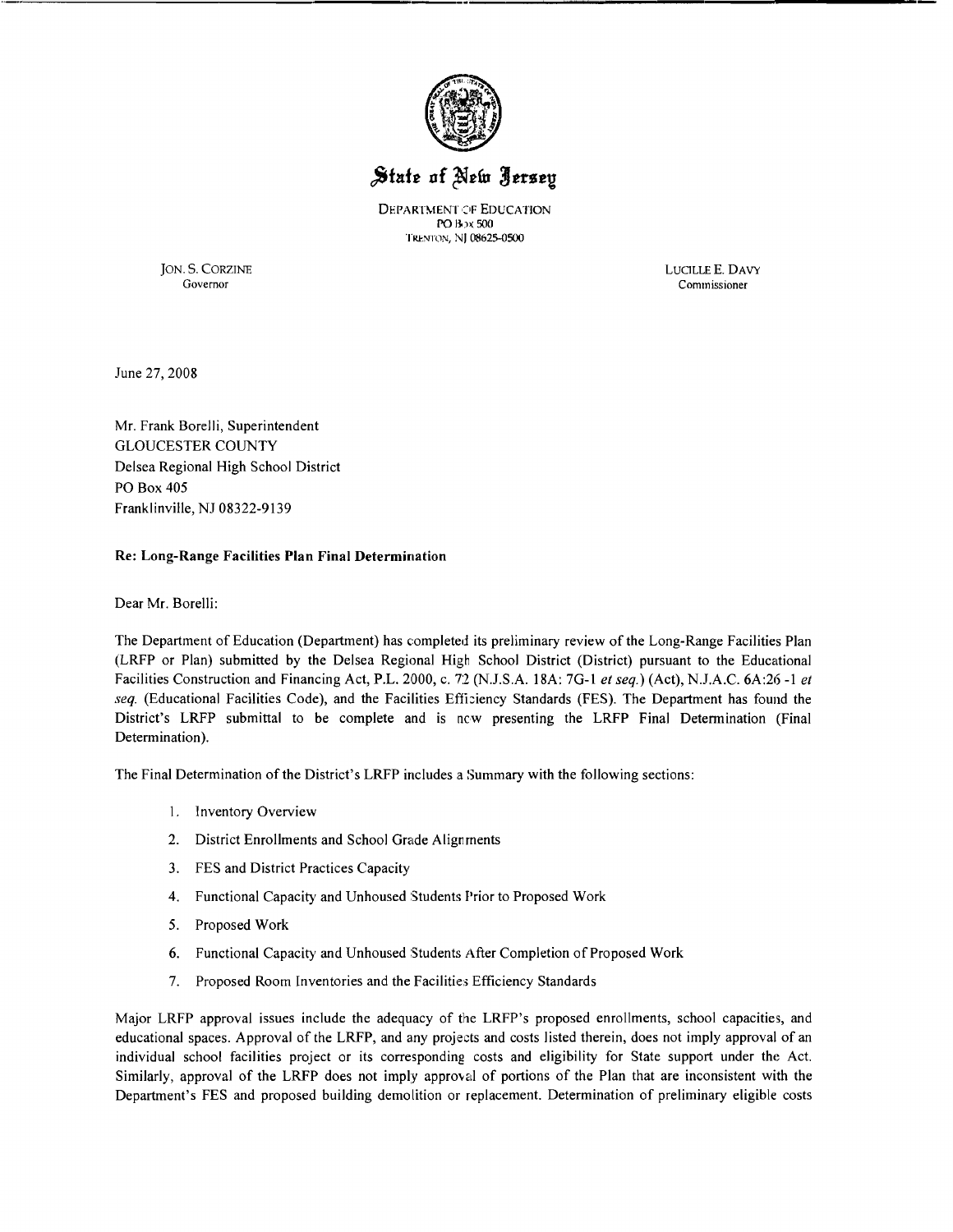# State of New Jersey

DEPARTMENT OF EDUCATION
PO Box 500
TRENTON, NJ 08625-0500

JON. S. CORZINE
Governor

LUCILLE E. DAVY
Commissioner

June 27, 2008

Mr. Frank Borelli, Superintendent
GLOUCESTER COUNTY
Delsea Regional High School District
PO Box 405
Franklinville, NJ 08322-9139

**Re: Long-Range Facilities Plan Final Determination**

Dear Mr. Borelli:

The Department of Education (Department) has completed its preliminary review of the Long-Range Facilities Plan (LRFP or Plan) submitted by the Delsea Regional High School District (District) pursuant to the Educational Facilities Construction and Financing Act, P.L. 2000, c. 72 (N.J.S.A. 18A: 7G-1 *et seq.*) (Act), N.J.A.C. 6A:26 -1 *et seq.* (Educational Facilities Code), and the Facilities Efficiency Standards (FES). The Department has found the District's LRFP submittal to be complete and is now presenting the LRFP Final Determination (Final Determination).

The Final Determination of the District's LRFP includes a Summary with the following sections:

1. Inventory Overview
2. District Enrollments and School Grade Alignments
3. FES and District Practices Capacity
4. Functional Capacity and Unhoused Students Prior to Proposed Work
5. Proposed Work
6. Functional Capacity and Unhoused Students After Completion of Proposed Work
7. Proposed Room Inventories and the Facilities Efficiency Standards

Major LRFP approval issues include the adequacy of the LRFP's proposed enrollments, school capacities, and educational spaces. Approval of the LRFP, and any projects and costs listed therein, does not imply approval of an individual school facilities project or its corresponding costs and eligibility for State support under the Act. Similarly, approval of the LRFP does not imply approval of portions of the Plan that are inconsistent with the Department's FES and proposed building demolition or replacement. Determination of preliminary eligible costs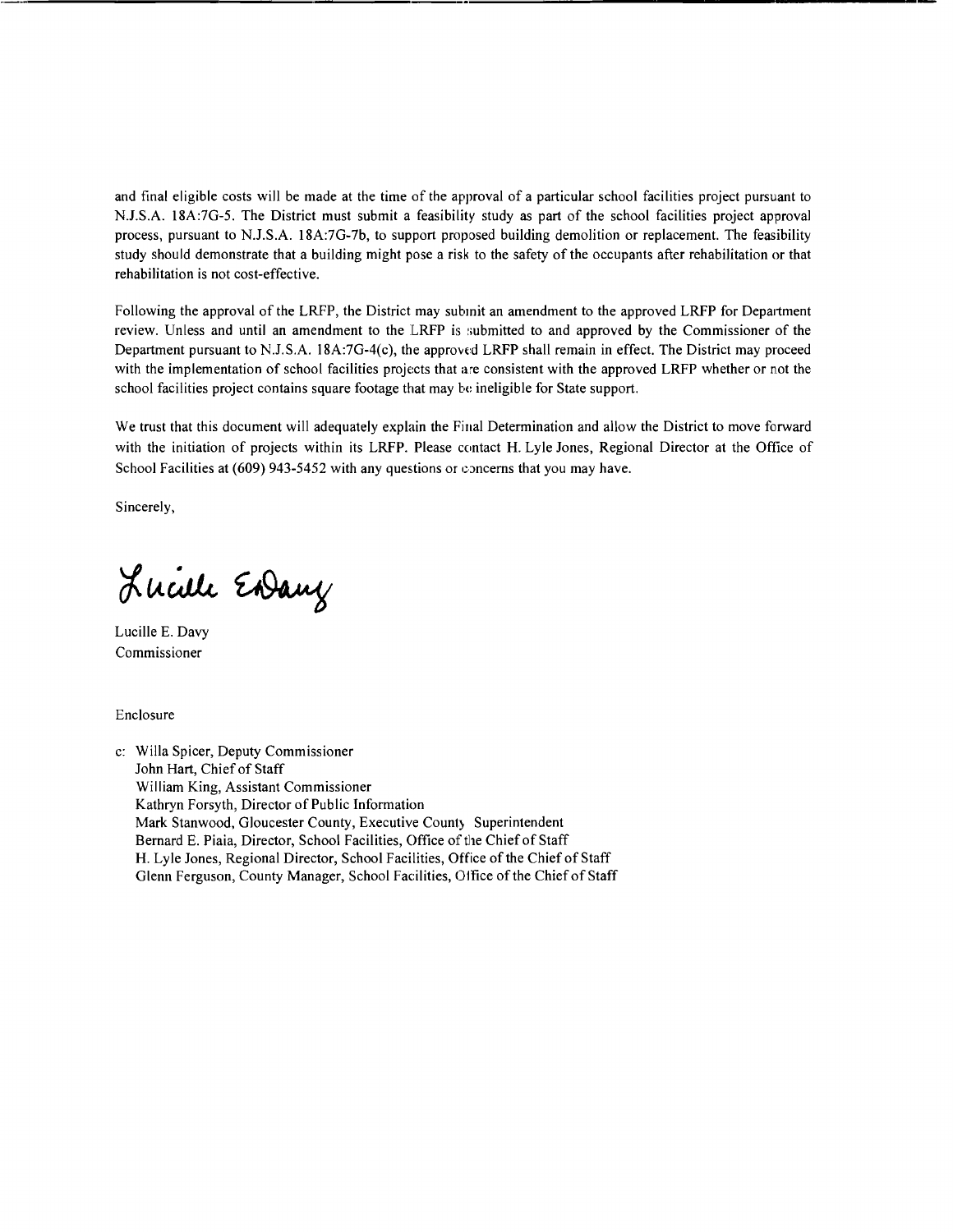and final eligible costs will be made at the time of the approval of a particular school facilities project pursuant to N.J.S.A. 18A:7G-5. The District must submit a feasibility study as part of the school facilities project approval process, pursuant to N.J.S.A. 18A:7G-7b, to support proposed building demolition or replacement. The feasibility study should demonstrate that a building might pose a risk to the safety of the occupants after rehabilitation or that rehabilitation is not cost-effective.

Following the approval of the LRFP, the District may submit an amendment to the approved LRFP for Department review. Unless and until an amendment to the LRFP is submitted to and approved by the Commissioner of the Department pursuant to N.J.S.A. 18A:7G-4(c), the approved LRFP shall remain in effect. The District may proceed with the implementation of school facilities projects that are consistent with the approved LRFP whether or not the school facilities project contains square footage that may be ineligible for State support.

We trust that this document will adequately explain the Final Determination and allow the District to move forward with the initiation of projects within its LRFP. Please contact H. Lyle Jones, Regional Director at the Office of School Facilities at (609) 943-5452 with any questions or concerns that you may have.

Sincerely,

Lucille E. Davy
Commissioner

Enclosure

c: Willa Spicer, Deputy Commissioner
John Hart, Chief of Staff
William King, Assistant Commissioner
Kathryn Forsyth, Director of Public Information
Mark Stanwood, Gloucester County, Executive County Superintendent
Bernard E. Piaia, Director, School Facilities, Office of the Chief of Staff
H. Lyle Jones, Regional Director, School Facilities, Office of the Chief of Staff
Glenn Ferguson, County Manager, School Facilities, Office of the Chief of Staff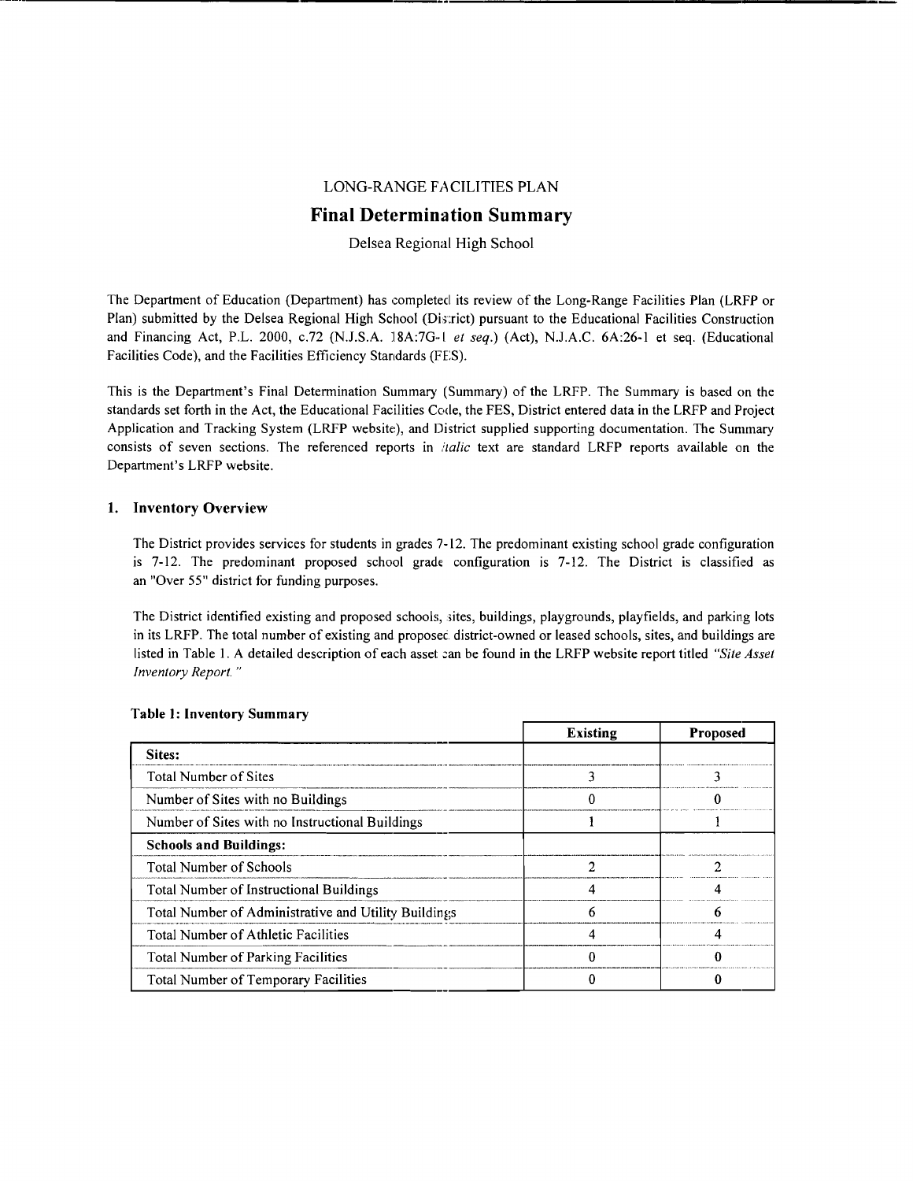LONG-RANGE FACILITIES PLAN

# Final Determination Summary

Delsea Regional High School

The Department of Education (Department) has completed its review of the Long-Range Facilities Plan (LRFP or Plan) submitted by the Delsea Regional High School (District) pursuant to the Educational Facilities Construction and Financing Act, P.L. 2000, c.72 (N.J.S.A. 18A:7G-1 *et seq.*) (Act), N.J.A.C. 6A:26-1 et seq. (Educational Facilities Code), and the Facilities Efficiency Standards (FES).

This is the Department's Final Determination Summary (Summary) of the LRFP. The Summary is based on the standards set forth in the Act, the Educational Facilities Code, the FES, District entered data in the LRFP and Project Application and Tracking System (LRFP website), and District supplied supporting documentation. The Summary consists of seven sections. The referenced reports in *italic* text are standard LRFP reports available on the Department's LRFP website.

## 1. Inventory Overview

The District provides services for students in grades 7-12. The predominant existing school grade configuration is 7-12. The predominant proposed school grade configuration is 7-12. The District is classified as an "Over 55" district for funding purposes.

The District identified existing and proposed schools, sites, buildings, playgrounds, playfields, and parking lots in its LRFP. The total number of existing and proposed district-owned or leased schools, sites, and buildings are listed in Table 1. A detailed description of each asset can be found in the LRFP website report titled *"Site Asset Inventory Report."*

**Table 1: Inventory Summary**

| | Existing | Proposed |
|---|---|---|
| **Sites:** | | |
| Total Number of Sites | 3 | 3 |
| Number of Sites with no Buildings | 0 | 0 |
| Number of Sites with no Instructional Buildings | 1 | 1 |
| **Schools and Buildings:** | | |
| Total Number of Schools | 2 | 2 |
| Total Number of Instructional Buildings | 4 | 4 |
| Total Number of Administrative and Utility Buildings | 6 | 6 |
| Total Number of Athletic Facilities | 4 | 4 |
| Total Number of Parking Facilities | 0 | 0 |
| Total Number of Temporary Facilities | 0 | 0 |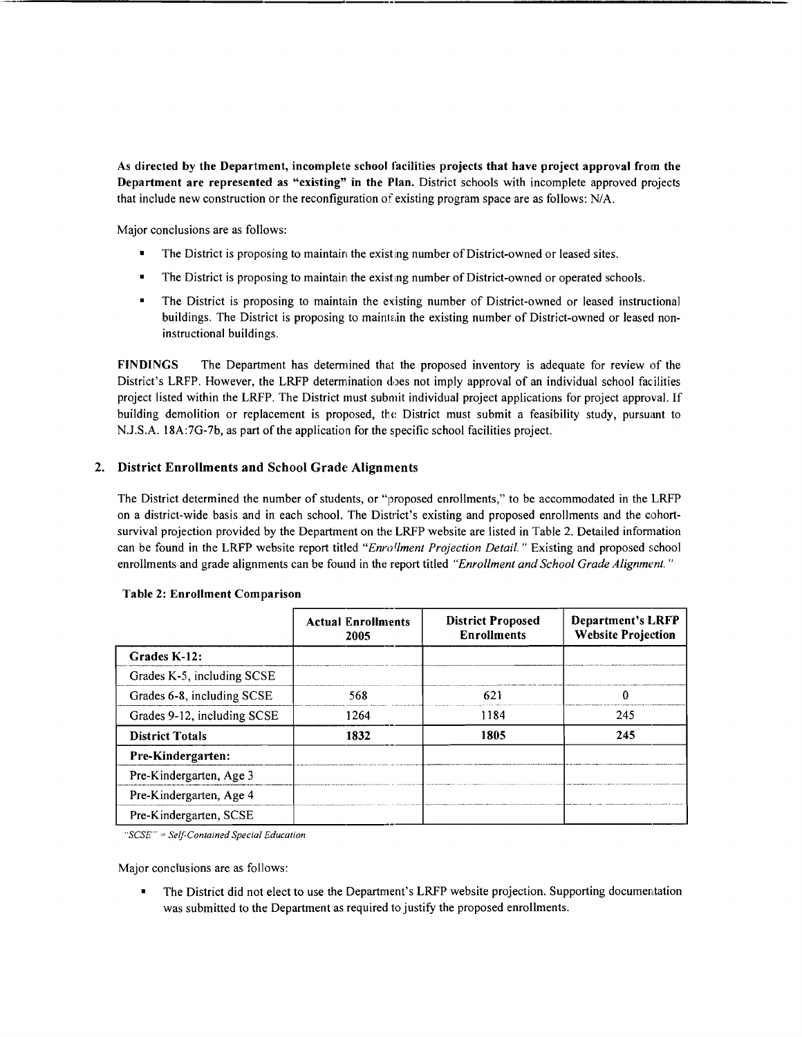**As directed by the Department, incomplete school facilities projects that have project approval from the Department are represented as "existing" in the Plan.** District schools with incomplete approved projects that include new construction or the reconfiguration of existing program space are as follows: N/A.

Major conclusions are as follows:

- The District is proposing to maintain the existing number of District-owned or leased sites.
- The District is proposing to maintain the existing number of District-owned or operated schools.
- The District is proposing to maintain the existing number of District-owned or leased instructional buildings. The District is proposing to maintain the existing number of District-owned or leased non-instructional buildings.

**FINDINGS** The Department has determined that the proposed inventory is adequate for review of the District's LRFP. However, the LRFP determination does not imply approval of an individual school facilities project listed within the LRFP. The District must submit individual project applications for project approval. If building demolition or replacement is proposed, the District must submit a feasibility study, pursuant to N.J.S.A. 18A:7G-7b, as part of the application for the specific school facilities project.

## 2. District Enrollments and School Grade Alignments

The District determined the number of students, or "proposed enrollments," to be accommodated in the LRFP on a district-wide basis and in each school. The District's existing and proposed enrollments and the cohort-survival projection provided by the Department on the LRFP website are listed in Table 2. Detailed information can be found in the LRFP website report titled *"Enrollment Projection Detail."* Existing and proposed school enrollments and grade alignments can be found in the report titled *"Enrollment and School Grade Alignment."*

**Table 2: Enrollment Comparison**

| | Actual Enrollments 2005 | District Proposed Enrollments | Department's LRFP Website Projection |
|---|---|---|---|
| **Grades K-12:** | | | |
| Grades K-5, including SCSE | | | |
| Grades 6-8, including SCSE | 568 | 621 | 0 |
| Grades 9-12, including SCSE | 1264 | 1184 | 245 |
| **District Totals** | **1832** | **1805** | **245** |
| **Pre-Kindergarten:** | | | |
| Pre-Kindergarten, Age 3 | | | |
| Pre-Kindergarten, Age 4 | | | |
| Pre-Kindergarten, SCSE | | | |

*"SCSE" = Self-Contained Special Education*

Major conclusions are as follows:

- The District did not elect to use the Department's LRFP website projection. Supporting documentation was submitted to the Department as required to justify the proposed enrollments.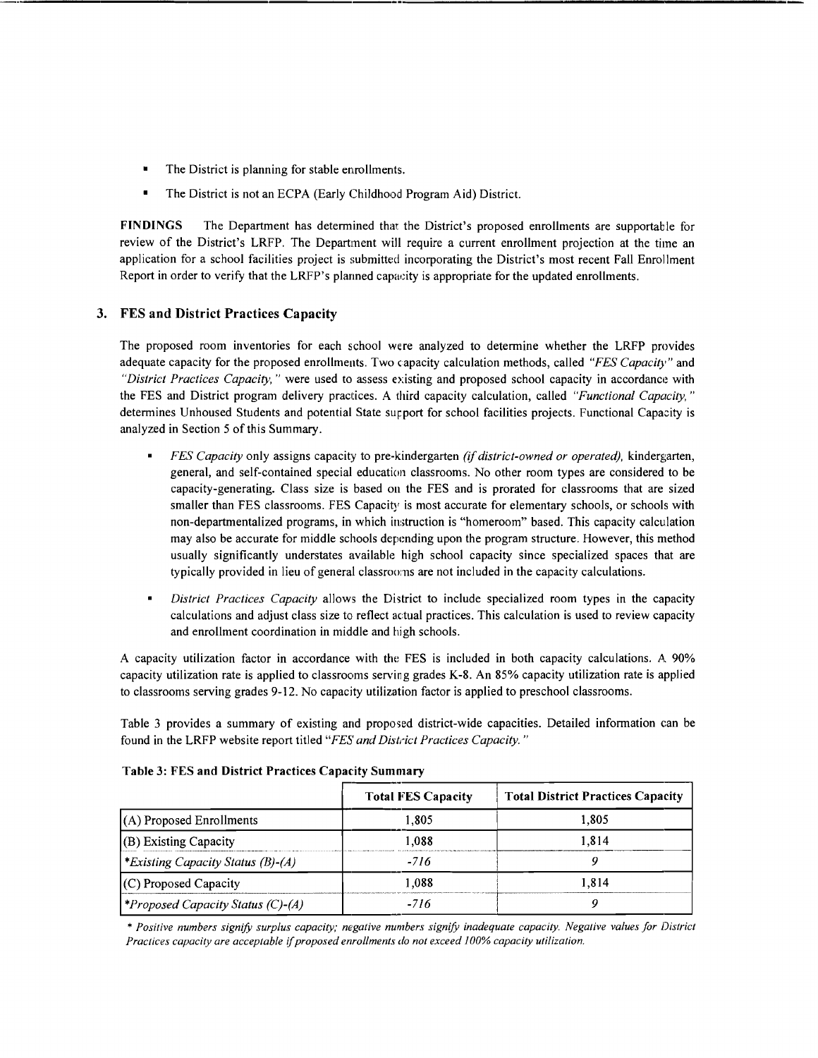- The District is planning for stable enrollments.
- The District is not an ECPA (Early Childhood Program Aid) District.

**FINDINGS** The Department has determined that the District's proposed enrollments are supportable for review of the District's LRFP. The Department will require a current enrollment projection at the time an application for a school facilities project is submitted incorporating the District's most recent Fall Enrollment Report in order to verify that the LRFP's planned capacity is appropriate for the updated enrollments.

### 3. FES and District Practices Capacity

The proposed room inventories for each school were analyzed to determine whether the LRFP provides adequate capacity for the proposed enrollments. Two capacity calculation methods, called *"FES Capacity"* and *"District Practices Capacity,"* were used to assess existing and proposed school capacity in accordance with the FES and District program delivery practices. A third capacity calculation, called *"Functional Capacity,"* determines Unhoused Students and potential State support for school facilities projects. Functional Capacity is analyzed in Section 5 of this Summary.

- *FES Capacity* only assigns capacity to pre-kindergarten *(if district-owned or operated),* kindergarten, general, and self-contained special education classrooms. No other room types are considered to be capacity-generating. Class size is based on the FES and is prorated for classrooms that are sized smaller than FES classrooms. FES Capacity is most accurate for elementary schools, or schools with non-departmentalized programs, in which instruction is "homeroom" based. This capacity calculation may also be accurate for middle schools depending upon the program structure. However, this method usually significantly understates available high school capacity since specialized spaces that are typically provided in lieu of general classrooms are not included in the capacity calculations.
- *District Practices Capacity* allows the District to include specialized room types in the capacity calculations and adjust class size to reflect actual practices. This calculation is used to review capacity and enrollment coordination in middle and high schools.

A capacity utilization factor in accordance with the FES is included in both capacity calculations. A 90% capacity utilization rate is applied to classrooms serving grades K-8. An 85% capacity utilization rate is applied to classrooms serving grades 9-12. No capacity utilization factor is applied to preschool classrooms.

Table 3 provides a summary of existing and proposed district-wide capacities. Detailed information can be found in the LRFP website report titled *"FES and District Practices Capacity."*

**Table 3: FES and District Practices Capacity Summary**

| | Total FES Capacity | Total District Practices Capacity |
|---|---|---|
| (A) Proposed Enrollments | 1,805 | 1,805 |
| (B) Existing Capacity | 1,088 | 1,814 |
| **Existing Capacity Status (B)-(A)* | *-716* | *9* |
| (C) Proposed Capacity | 1,088 | 1,814 |
| **Proposed Capacity Status (C)-(A)* | *-716* | *9* |

*\* Positive numbers signify surplus capacity; negative numbers signify inadequate capacity. Negative values for District Practices capacity are acceptable if proposed enrollments do not exceed 100% capacity utilization.*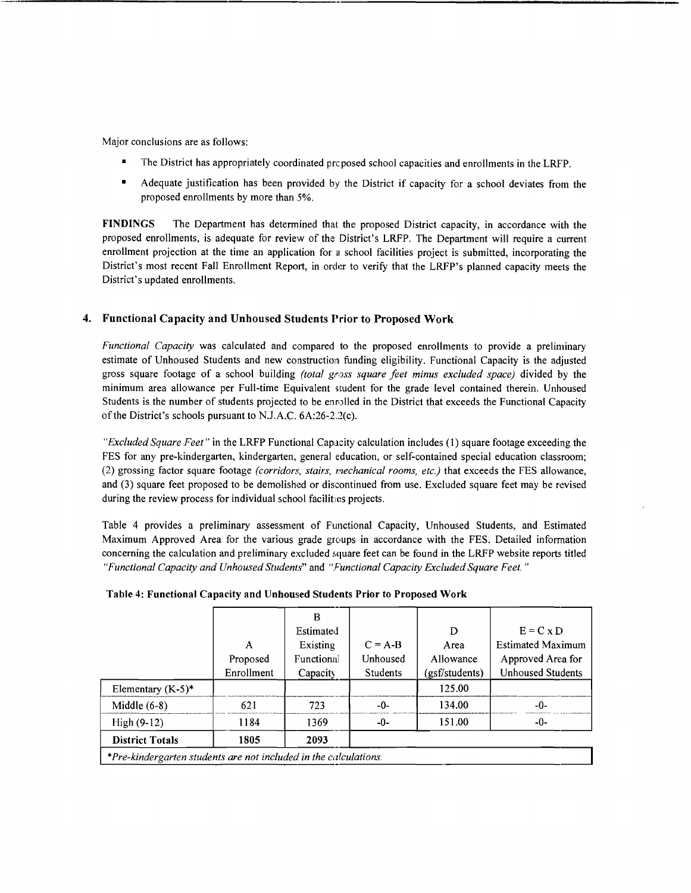Major conclusions are as follows:

- The District has appropriately coordinated proposed school capacities and enrollments in the LRFP.
- Adequate justification has been provided by the District if capacity for a school deviates from the proposed enrollments by more than 5%.

**FINDINGS** The Department has determined that the proposed District capacity, in accordance with the proposed enrollments, is adequate for review of the District's LRFP. The Department will require a current enrollment projection at the time an application for a school facilities project is submitted, incorporating the District's most recent Fall Enrollment Report, in order to verify that the LRFP's planned capacity meets the District's updated enrollments.

## 4. Functional Capacity and Unhoused Students Prior to Proposed Work

*Functional Capacity* was calculated and compared to the proposed enrollments to provide a preliminary estimate of Unhoused Students and new construction funding eligibility. Functional Capacity is the adjusted gross square footage of a school building *(total gross square feet minus excluded space)* divided by the minimum area allowance per Full-time Equivalent student for the grade level contained therein. Unhoused Students is the number of students projected to be enrolled in the District that exceeds the Functional Capacity of the District's schools pursuant to N.J.A.C. 6A:26-2.2(c).

*"Excluded Square Feet"* in the LRFP Functional Capacity calculation includes (1) square footage exceeding the FES for any pre-kindergarten, kindergarten, general education, or self-contained special education classroom; (2) grossing factor square footage *(corridors, stairs, mechanical rooms, etc.)* that exceeds the FES allowance, and (3) square feet proposed to be demolished or discontinued from use. Excluded square feet may be revised during the review process for individual school facilities projects.

Table 4 provides a preliminary assessment of Functional Capacity, Unhoused Students, and Estimated Maximum Approved Area for the various grade groups in accordance with the FES. Detailed information concerning the calculation and preliminary excluded square feet can be found in the LRFP website reports titled *"Functional Capacity and Unhoused Students"* and *"Functional Capacity Excluded Square Feet."*

**Table 4: Functional Capacity and Unhoused Students Prior to Proposed Work**

| | A Proposed Enrollment | B Estimated Existing Functional Capacity | C = A-B Unhoused Students | D Area Allowance (gsf/students) | E = C x D Estimated Maximum Approved Area for Unhoused Students |
|---|---|---|---|---|---|
| Elementary (K-5)* | | | | 125.00 | |
| Middle (6-8) | 621 | 723 | -0- | 134.00 | -0- |
| High (9-12) | 1184 | 1369 | -0- | 151.00 | -0- |
| **District Totals** | **1805** | **2093** | | | |

*Pre-kindergarten students are not included in the calculations.*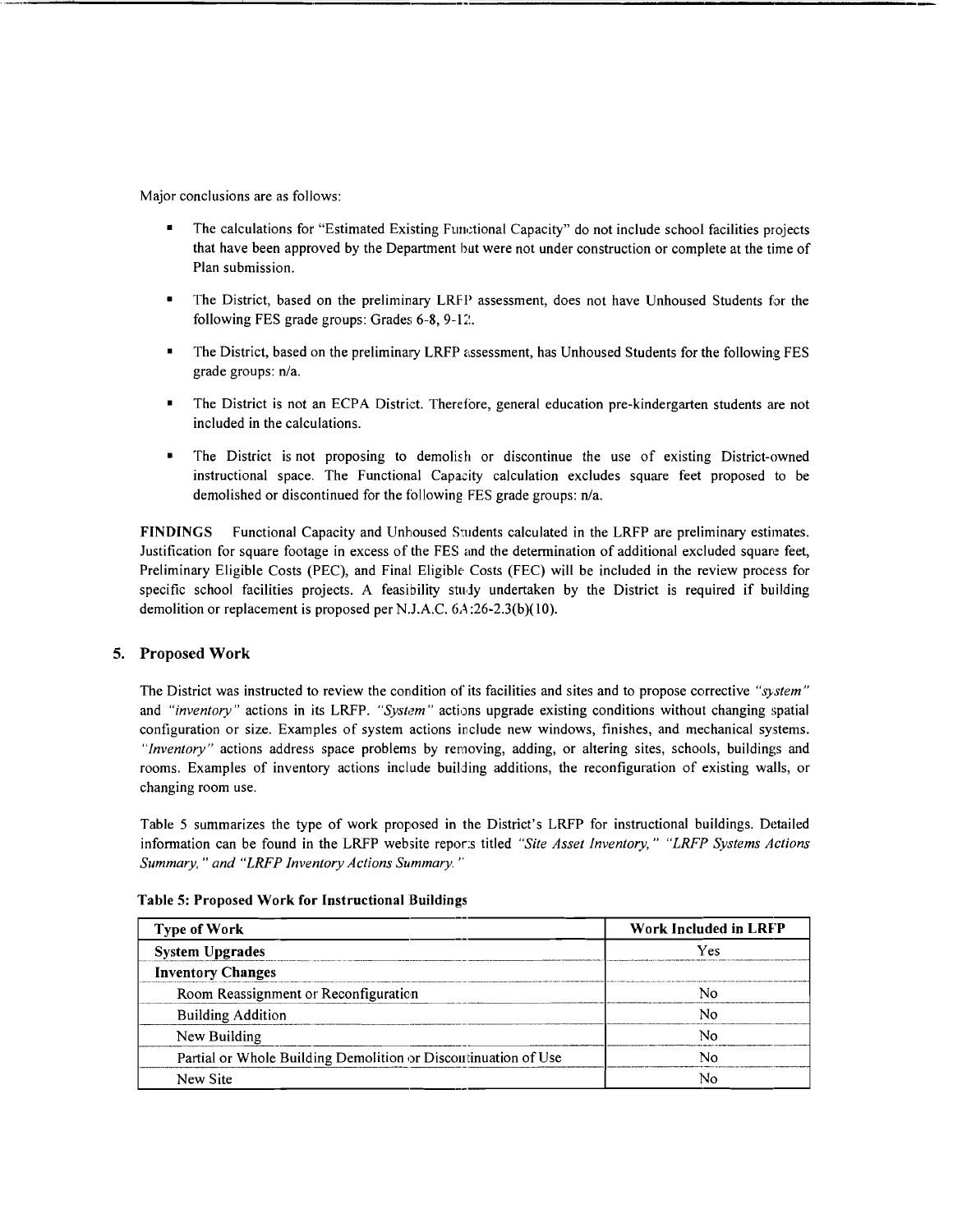Major conclusions are as follows:

- The calculations for "Estimated Existing Functional Capacity" do not include school facilities projects that have been approved by the Department but were not under construction or complete at the time of Plan submission.
- The District, based on the preliminary LRFP assessment, does not have Unhoused Students for the following FES grade groups: Grades 6-8, 9-12.
- The District, based on the preliminary LRFP assessment, has Unhoused Students for the following FES grade groups: n/a.
- The District is not an ECPA District. Therefore, general education pre-kindergarten students are not included in the calculations.
- The District is not proposing to demolish or discontinue the use of existing District-owned instructional space. The Functional Capacity calculation excludes square feet proposed to be demolished or discontinued for the following FES grade groups: n/a.

**FINDINGS** Functional Capacity and Unhoused Students calculated in the LRFP are preliminary estimates. Justification for square footage in excess of the FES and the determination of additional excluded square feet, Preliminary Eligible Costs (PEC), and Final Eligible Costs (FEC) will be included in the review process for specific school facilities projects. A feasibility study undertaken by the District is required if building demolition or replacement is proposed per N.J.A.C. 6A:26-2.3(b)(10).

## 5. Proposed Work

The District was instructed to review the condition of its facilities and sites and to propose corrective *"system"* and *"inventory"* actions in its LRFP. *"System"* actions upgrade existing conditions without changing spatial configuration or size. Examples of system actions include new windows, finishes, and mechanical systems. *"Inventory"* actions address space problems by removing, adding, or altering sites, schools, buildings and rooms. Examples of inventory actions include building additions, the reconfiguration of existing walls, or changing room use.

Table 5 summarizes the type of work proposed in the District's LRFP for instructional buildings. Detailed information can be found in the LRFP website reports titled *"Site Asset Inventory," "LRFP Systems Actions Summary," and "LRFP Inventory Actions Summary."*

**Table 5: Proposed Work for Instructional Buildings**

| Type of Work | Work Included in LRFP |
|---|---|
| **System Upgrades** | Yes |
| **Inventory Changes** | |
| Room Reassignment or Reconfiguration | No |
| Building Addition | No |
| New Building | No |
| Partial or Whole Building Demolition or Discontinuation of Use | No |
| New Site | No |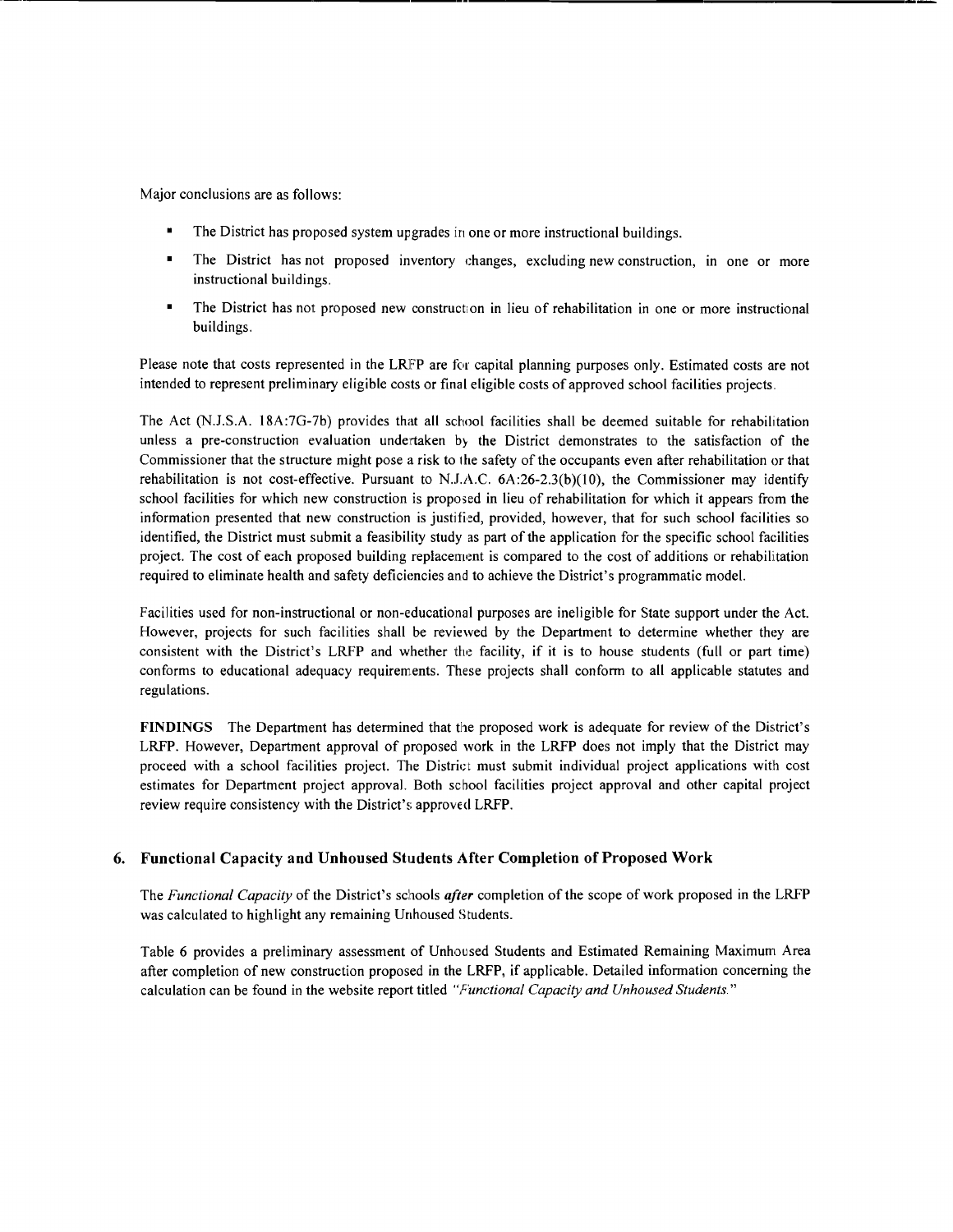Major conclusions are as follows:

- The District has proposed system upgrades in one or more instructional buildings.
- The District has not proposed inventory changes, excluding new construction, in one or more instructional buildings.
- The District has not proposed new construction in lieu of rehabilitation in one or more instructional buildings.

Please note that costs represented in the LRFP are for capital planning purposes only. Estimated costs are not intended to represent preliminary eligible costs or final eligible costs of approved school facilities projects.

The Act (N.J.S.A. 18A:7G-7b) provides that all school facilities shall be deemed suitable for rehabilitation unless a pre-construction evaluation undertaken by the District demonstrates to the satisfaction of the Commissioner that the structure might pose a risk to the safety of the occupants even after rehabilitation or that rehabilitation is not cost-effective. Pursuant to N.J.A.C. 6A:26-2.3(b)(10), the Commissioner may identify school facilities for which new construction is proposed in lieu of rehabilitation for which it appears from the information presented that new construction is justified, provided, however, that for such school facilities so identified, the District must submit a feasibility study as part of the application for the specific school facilities project. The cost of each proposed building replacement is compared to the cost of additions or rehabilitation required to eliminate health and safety deficiencies and to achieve the District's programmatic model.

Facilities used for non-instructional or non-educational purposes are ineligible for State support under the Act. However, projects for such facilities shall be reviewed by the Department to determine whether they are consistent with the District's LRFP and whether the facility, if it is to house students (full or part time) conforms to educational adequacy requirements. These projects shall conform to all applicable statutes and regulations.

**FINDINGS** The Department has determined that the proposed work is adequate for review of the District's LRFP. However, Department approval of proposed work in the LRFP does not imply that the District may proceed with a school facilities project. The District must submit individual project applications with cost estimates for Department project approval. Both school facilities project approval and other capital project review require consistency with the District's approved LRFP.

## 6. Functional Capacity and Unhoused Students After Completion of Proposed Work

The *Functional Capacity* of the District's schools ***after*** completion of the scope of work proposed in the LRFP was calculated to highlight any remaining Unhoused Students.

Table 6 provides a preliminary assessment of Unhoused Students and Estimated Remaining Maximum Area after completion of new construction proposed in the LRFP, if applicable. Detailed information concerning the calculation can be found in the website report titled *"Functional Capacity and Unhoused Students."*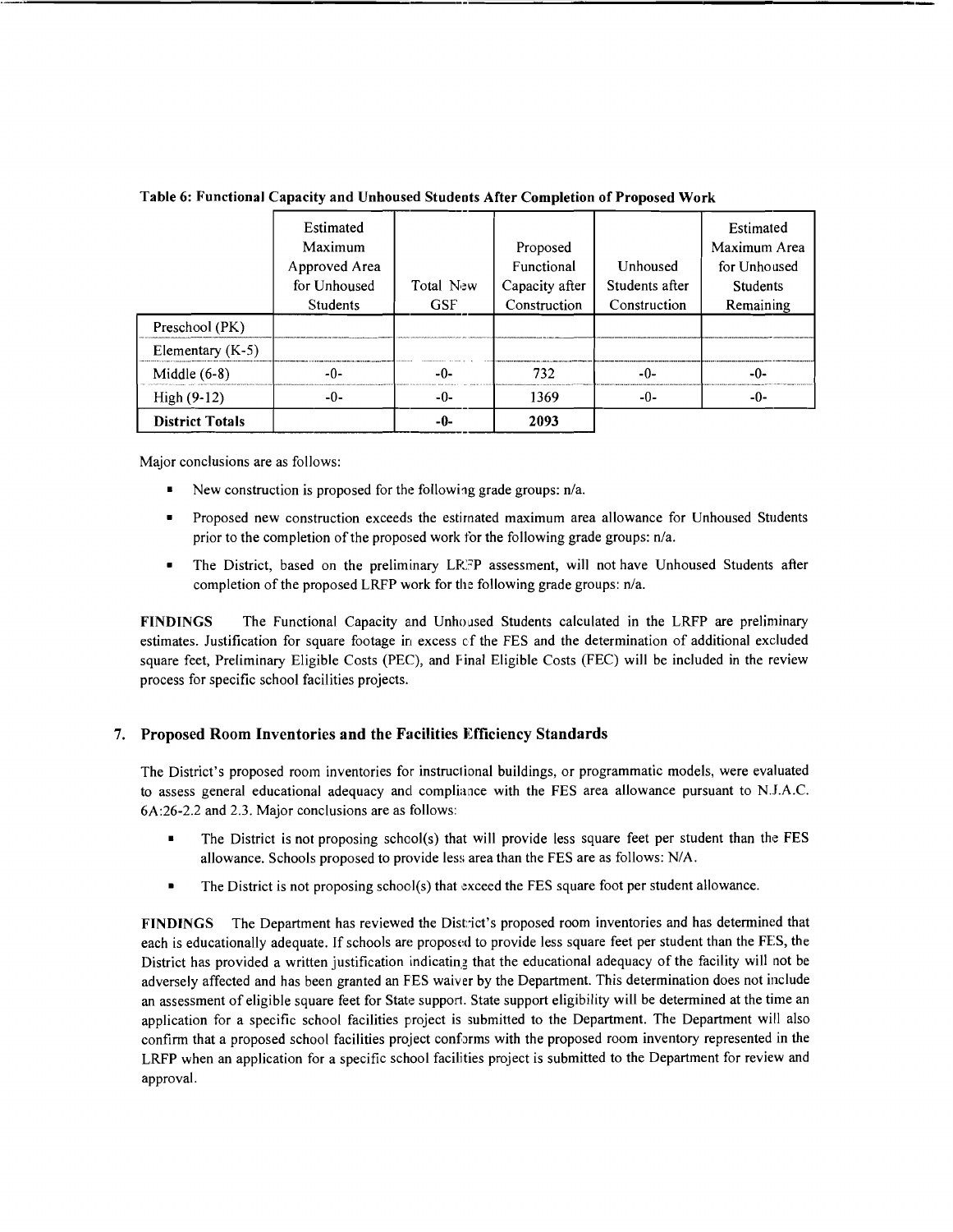**Table 6: Functional Capacity and Unhoused Students After Completion of Proposed Work**

| | Estimated Maximum Approved Area for Unhoused Students | Total New GSF | Proposed Functional Capacity after Construction | Unhoused Students after Construction | Estimated Maximum Area for Unhoused Students Remaining |
|---|---|---|---|---|---|
| Preschool (PK) | | | | | |
| Elementary (K-5) | | | | | |
| Middle (6-8) | -0- | -0- | 732 | -0- | -0- |
| High (9-12) | -0- | -0- | 1369 | -0- | -0- |
| **District Totals** | | **-0-** | **2093** | | |

Major conclusions are as follows:

- New construction is proposed for the following grade groups: n/a.
- Proposed new construction exceeds the estimated maximum area allowance for Unhoused Students prior to the completion of the proposed work for the following grade groups: n/a.
- The District, based on the preliminary LRFP assessment, will not have Unhoused Students after completion of the proposed LRFP work for the following grade groups: n/a.

**FINDINGS** The Functional Capacity and Unhoused Students calculated in the LRFP are preliminary estimates. Justification for square footage in excess of the FES and the determination of additional excluded square feet, Preliminary Eligible Costs (PEC), and Final Eligible Costs (FEC) will be included in the review process for specific school facilities projects.

## 7. Proposed Room Inventories and the Facilities Efficiency Standards

The District's proposed room inventories for instructional buildings, or programmatic models, were evaluated to assess general educational adequacy and compliance with the FES area allowance pursuant to N.J.A.C. 6A:26-2.2 and 2.3. Major conclusions are as follows:

- The District is not proposing school(s) that will provide less square feet per student than the FES allowance. Schools proposed to provide less area than the FES are as follows: N/A.
- The District is not proposing school(s) that exceed the FES square foot per student allowance.

**FINDINGS** The Department has reviewed the District's proposed room inventories and has determined that each is educationally adequate. If schools are proposed to provide less square feet per student than the FES, the District has provided a written justification indicating that the educational adequacy of the facility will not be adversely affected and has been granted an FES waiver by the Department. This determination does not include an assessment of eligible square feet for State support. State support eligibility will be determined at the time an application for a specific school facilities project is submitted to the Department. The Department will also confirm that a proposed school facilities project conforms with the proposed room inventory represented in the LRFP when an application for a specific school facilities project is submitted to the Department for review and approval.